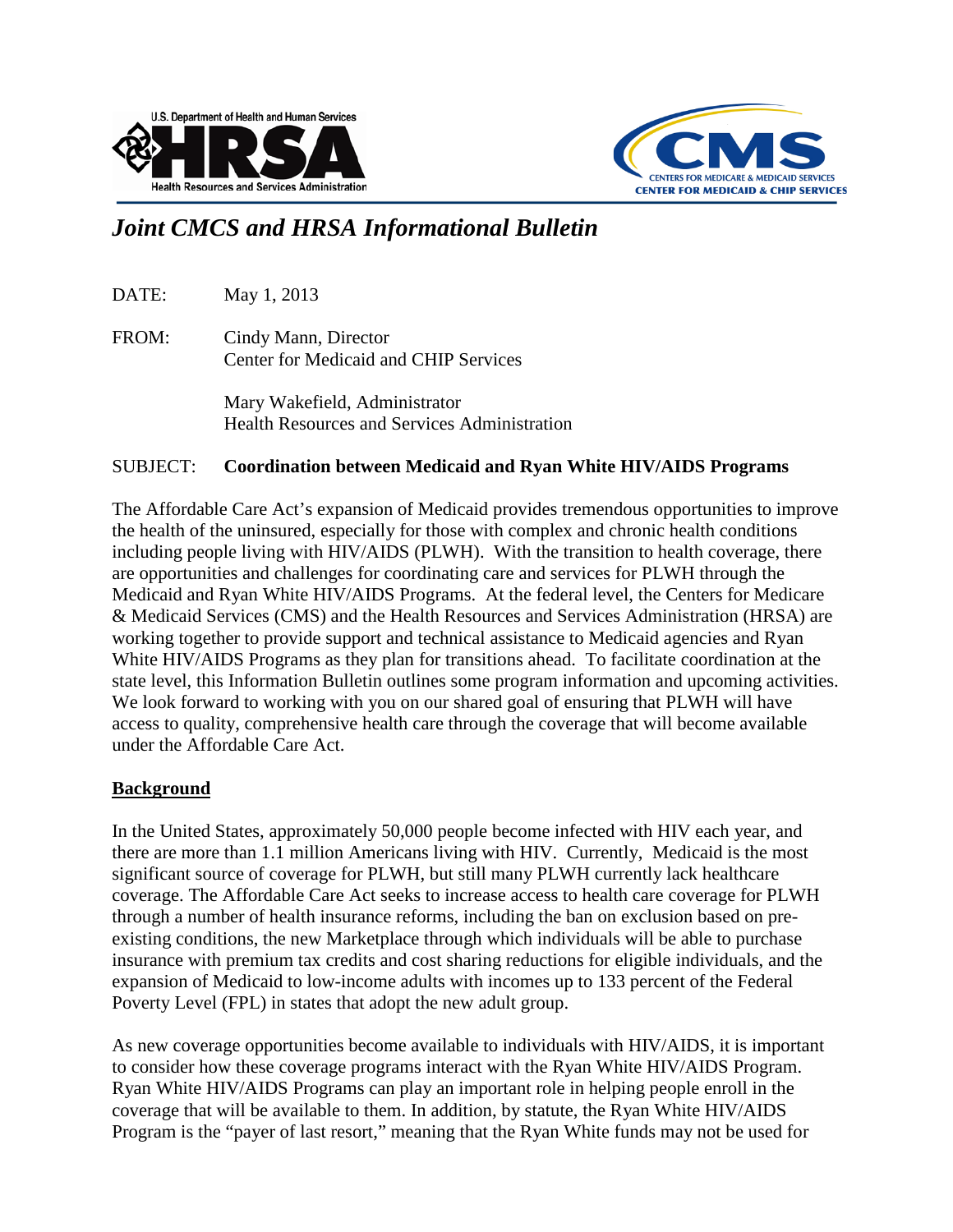# *Joint CMCS and HRSA Informational Bulletin*

DATE: May 1, 2013

FROM: Cindy Mann, Director
Center for Medicaid and CHIP Services

Mary Wakefield, Administrator
Health Resources and Services Administration

SUBJECT: **Coordination between Medicaid and Ryan White HIV/AIDS Programs**

The Affordable Care Act's expansion of Medicaid provides tremendous opportunities to improve the health of the uninsured, especially for those with complex and chronic health conditions including people living with HIV/AIDS (PLWH). With the transition to health coverage, there are opportunities and challenges for coordinating care and services for PLWH through the Medicaid and Ryan White HIV/AIDS Programs. At the federal level, the Centers for Medicare & Medicaid Services (CMS) and the Health Resources and Services Administration (HRSA) are working together to provide support and technical assistance to Medicaid agencies and Ryan White HIV/AIDS Programs as they plan for transitions ahead. To facilitate coordination at the state level, this Information Bulletin outlines some program information and upcoming activities. We look forward to working with you on our shared goal of ensuring that PLWH will have access to quality, comprehensive health care through the coverage that will become available under the Affordable Care Act.

## Background

In the United States, approximately 50,000 people become infected with HIV each year, and there are more than 1.1 million Americans living with HIV. Currently, Medicaid is the most significant source of coverage for PLWH, but still many PLWH currently lack healthcare coverage. The Affordable Care Act seeks to increase access to health care coverage for PLWH through a number of health insurance reforms, including the ban on exclusion based on pre-existing conditions, the new Marketplace through which individuals will be able to purchase insurance with premium tax credits and cost sharing reductions for eligible individuals, and the expansion of Medicaid to low-income adults with incomes up to 133 percent of the Federal Poverty Level (FPL) in states that adopt the new adult group.

As new coverage opportunities become available to individuals with HIV/AIDS, it is important to consider how these coverage programs interact with the Ryan White HIV/AIDS Program. Ryan White HIV/AIDS Programs can play an important role in helping people enroll in the coverage that will be available to them. In addition, by statute, the Ryan White HIV/AIDS Program is the "payer of last resort," meaning that the Ryan White funds may not be used for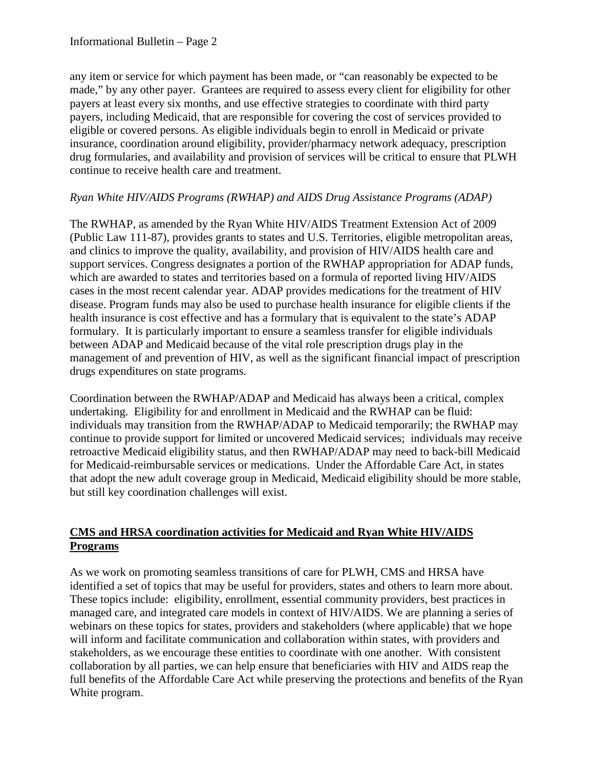any item or service for which payment has been made, or "can reasonably be expected to be made," by any other payer. Grantees are required to assess every client for eligibility for other payers at least every six months, and use effective strategies to coordinate with third party payers, including Medicaid, that are responsible for covering the cost of services provided to eligible or covered persons. As eligible individuals begin to enroll in Medicaid or private insurance, coordination around eligibility, provider/pharmacy network adequacy, prescription drug formularies, and availability and provision of services will be critical to ensure that PLWH continue to receive health care and treatment.

*Ryan White HIV/AIDS Programs (RWHAP) and AIDS Drug Assistance Programs (ADAP)*

The RWHAP, as amended by the Ryan White HIV/AIDS Treatment Extension Act of 2009 (Public Law 111-87), provides grants to states and U.S. Territories, eligible metropolitan areas, and clinics to improve the quality, availability, and provision of HIV/AIDS health care and support services. Congress designates a portion of the RWHAP appropriation for ADAP funds, which are awarded to states and territories based on a formula of reported living HIV/AIDS cases in the most recent calendar year. ADAP provides medications for the treatment of HIV disease. Program funds may also be used to purchase health insurance for eligible clients if the health insurance is cost effective and has a formulary that is equivalent to the state's ADAP formulary. It is particularly important to ensure a seamless transfer for eligible individuals between ADAP and Medicaid because of the vital role prescription drugs play in the management of and prevention of HIV, as well as the significant financial impact of prescription drugs expenditures on state programs.

Coordination between the RWHAP/ADAP and Medicaid has always been a critical, complex undertaking. Eligibility for and enrollment in Medicaid and the RWHAP can be fluid: individuals may transition from the RWHAP/ADAP to Medicaid temporarily; the RWHAP may continue to provide support for limited or uncovered Medicaid services; individuals may receive retroactive Medicaid eligibility status, and then RWHAP/ADAP may need to back-bill Medicaid for Medicaid-reimbursable services or medications. Under the Affordable Care Act, in states that adopt the new adult coverage group in Medicaid, Medicaid eligibility should be more stable, but still key coordination challenges will exist.

## CMS and HRSA coordination activities for Medicaid and Ryan White HIV/AIDS Programs

As we work on promoting seamless transitions of care for PLWH, CMS and HRSA have identified a set of topics that may be useful for providers, states and others to learn more about. These topics include: eligibility, enrollment, essential community providers, best practices in managed care, and integrated care models in context of HIV/AIDS. We are planning a series of webinars on these topics for states, providers and stakeholders (where applicable) that we hope will inform and facilitate communication and collaboration within states, with providers and stakeholders, as we encourage these entities to coordinate with one another. With consistent collaboration by all parties, we can help ensure that beneficiaries with HIV and AIDS reap the full benefits of the Affordable Care Act while preserving the protections and benefits of the Ryan White program.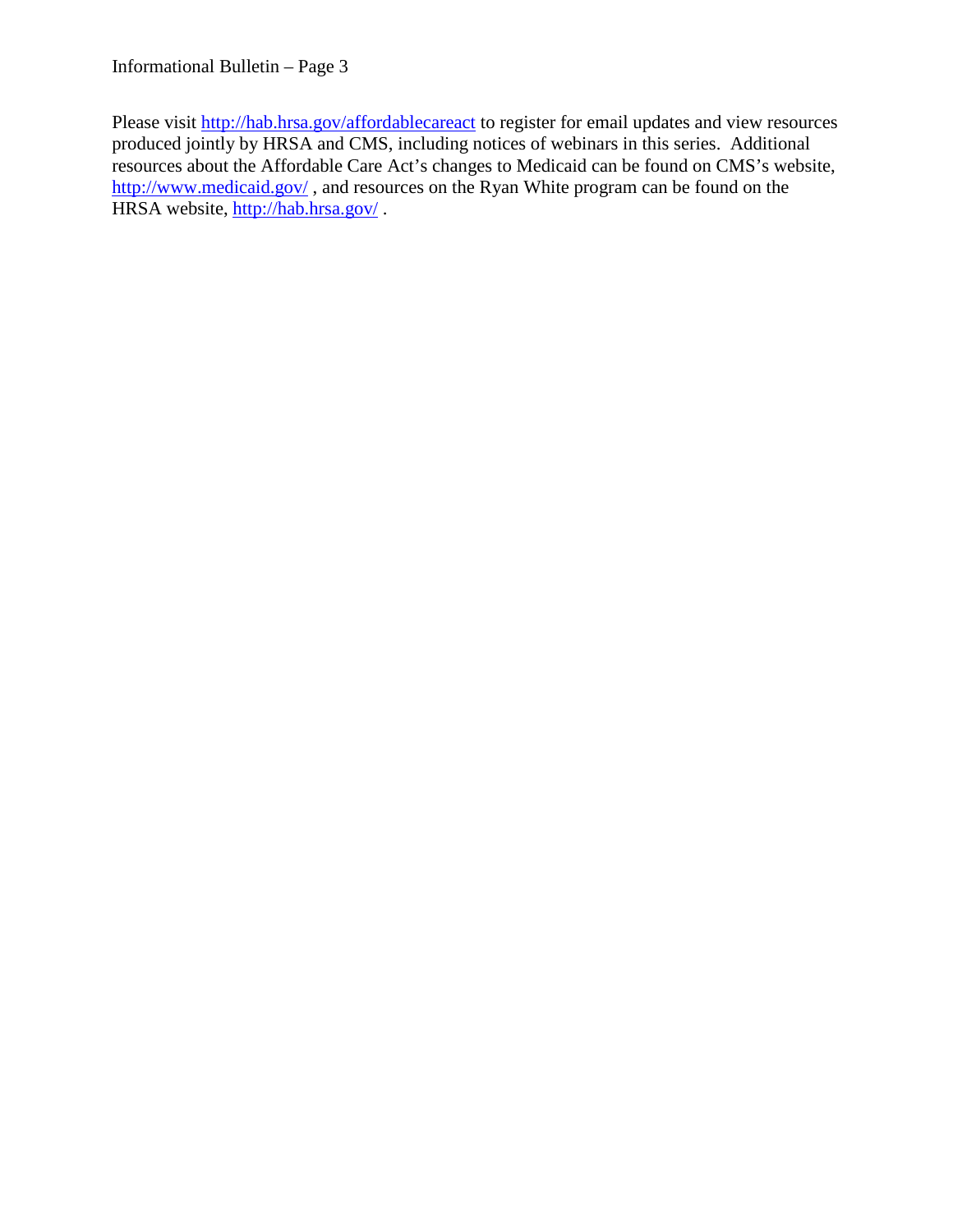Please visit http://hab.hrsa.gov/affordablecareact to register for email updates and view resources produced jointly by HRSA and CMS, including notices of webinars in this series. Additional resources about the Affordable Care Act's changes to Medicaid can be found on CMS's website, http://www.medicaid.gov/ , and resources on the Ryan White program can be found on the HRSA website, http://hab.hrsa.gov/ .